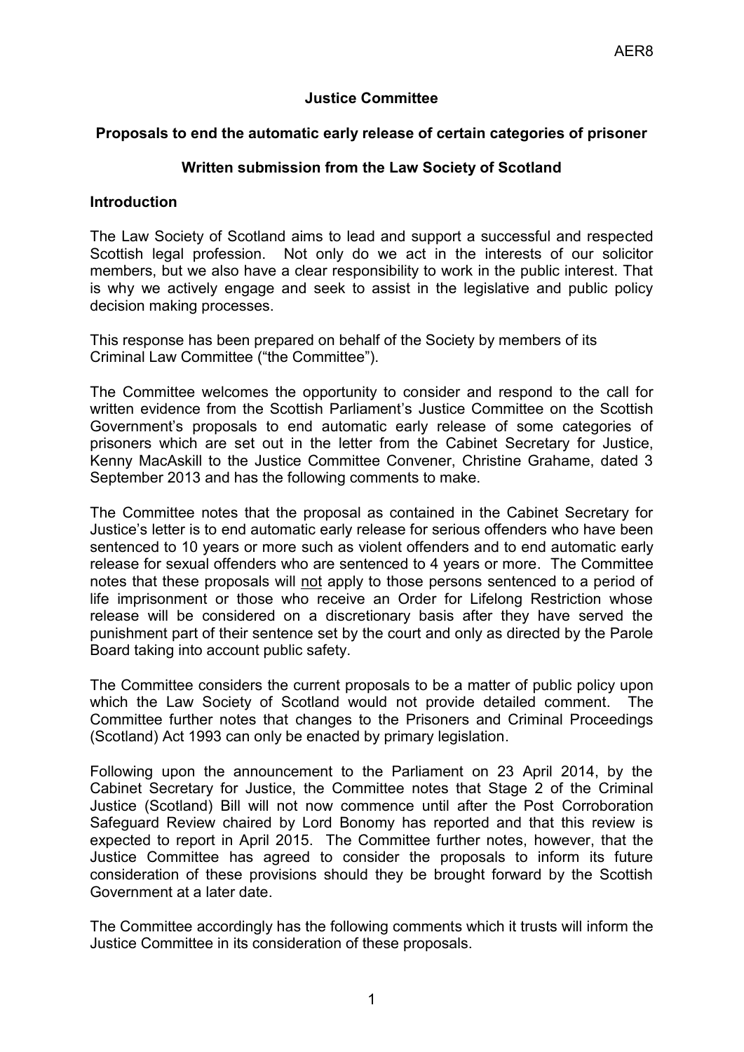AER8

**Justice Committee**

**Proposals to end the automatic early release of certain categories of prisoner**

**Written submission from the Law Society of Scotland**

## Introduction

The Law Society of Scotland aims to lead and support a successful and respected Scottish legal profession. Not only do we act in the interests of our solicitor members, but we also have a clear responsibility to work in the public interest. That is why we actively engage and seek to assist in the legislative and public policy decision making processes.

This response has been prepared on behalf of the Society by members of its Criminal Law Committee ("the Committee").

The Committee welcomes the opportunity to consider and respond to the call for written evidence from the Scottish Parliament's Justice Committee on the Scottish Government's proposals to end automatic early release of some categories of prisoners which are set out in the letter from the Cabinet Secretary for Justice, Kenny MacAskill to the Justice Committee Convener, Christine Grahame, dated 3 September 2013 and has the following comments to make.

The Committee notes that the proposal as contained in the Cabinet Secretary for Justice's letter is to end automatic early release for serious offenders who have been sentenced to 10 years or more such as violent offenders and to end automatic early release for sexual offenders who are sentenced to 4 years or more. The Committee notes that these proposals will <u>not</u> apply to those persons sentenced to a period of life imprisonment or those who receive an Order for Lifelong Restriction whose release will be considered on a discretionary basis after they have served the punishment part of their sentence set by the court and only as directed by the Parole Board taking into account public safety.

The Committee considers the current proposals to be a matter of public policy upon which the Law Society of Scotland would not provide detailed comment. The Committee further notes that changes to the Prisoners and Criminal Proceedings (Scotland) Act 1993 can only be enacted by primary legislation.

Following upon the announcement to the Parliament on 23 April 2014, by the Cabinet Secretary for Justice, the Committee notes that Stage 2 of the Criminal Justice (Scotland) Bill will not now commence until after the Post Corroboration Safeguard Review chaired by Lord Bonomy has reported and that this review is expected to report in April 2015. The Committee further notes, however, that the Justice Committee has agreed to consider the proposals to inform its future consideration of these provisions should they be brought forward by the Scottish Government at a later date.

The Committee accordingly has the following comments which it trusts will inform the Justice Committee in its consideration of these proposals.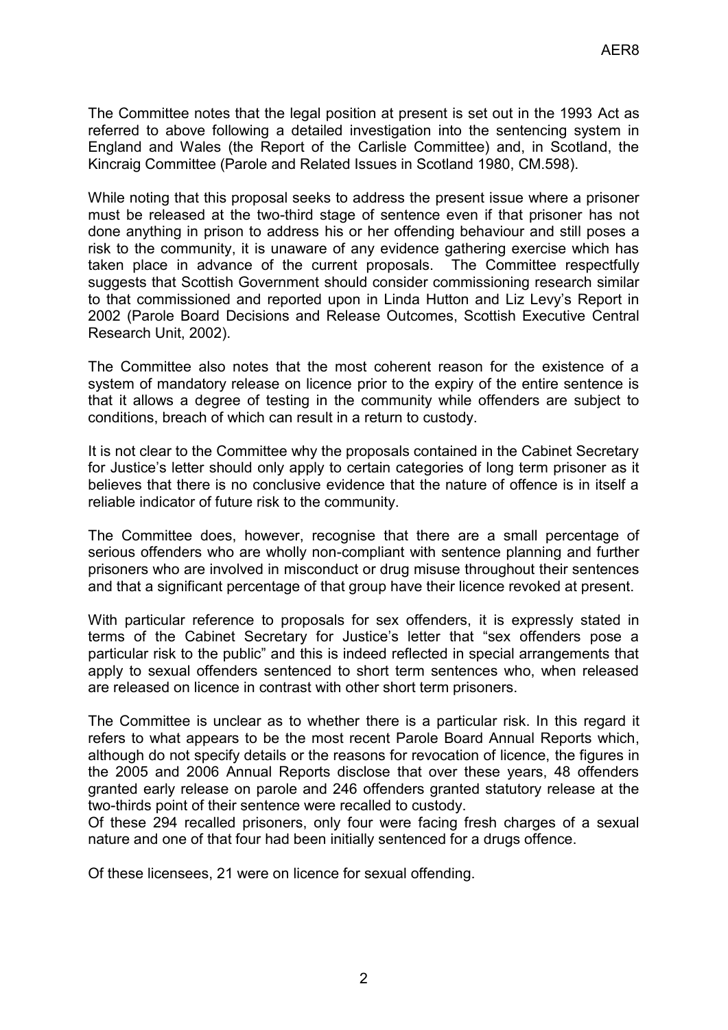The Committee notes that the legal position at present is set out in the 1993 Act as referred to above following a detailed investigation into the sentencing system in England and Wales (the Report of the Carlisle Committee) and, in Scotland, the Kincraig Committee (Parole and Related Issues in Scotland 1980, CM.598).

While noting that this proposal seeks to address the present issue where a prisoner must be released at the two-third stage of sentence even if that prisoner has not done anything in prison to address his or her offending behaviour and still poses a risk to the community, it is unaware of any evidence gathering exercise which has taken place in advance of the current proposals. The Committee respectfully suggests that Scottish Government should consider commissioning research similar to that commissioned and reported upon in Linda Hutton and Liz Levy's Report in 2002 (Parole Board Decisions and Release Outcomes, Scottish Executive Central Research Unit, 2002).

The Committee also notes that the most coherent reason for the existence of a system of mandatory release on licence prior to the expiry of the entire sentence is that it allows a degree of testing in the community while offenders are subject to conditions, breach of which can result in a return to custody.

It is not clear to the Committee why the proposals contained in the Cabinet Secretary for Justice's letter should only apply to certain categories of long term prisoner as it believes that there is no conclusive evidence that the nature of offence is in itself a reliable indicator of future risk to the community.

The Committee does, however, recognise that there are a small percentage of serious offenders who are wholly non-compliant with sentence planning and further prisoners who are involved in misconduct or drug misuse throughout their sentences and that a significant percentage of that group have their licence revoked at present.

With particular reference to proposals for sex offenders, it is expressly stated in terms of the Cabinet Secretary for Justice's letter that "sex offenders pose a particular risk to the public" and this is indeed reflected in special arrangements that apply to sexual offenders sentenced to short term sentences who, when released are released on licence in contrast with other short term prisoners.

The Committee is unclear as to whether there is a particular risk. In this regard it refers to what appears to be the most recent Parole Board Annual Reports which, although do not specify details or the reasons for revocation of licence, the figures in the 2005 and 2006 Annual Reports disclose that over these years, 48 offenders granted early release on parole and 246 offenders granted statutory release at the two-thirds point of their sentence were recalled to custody.
Of these 294 recalled prisoners, only four were facing fresh charges of a sexual nature and one of that four had been initially sentenced for a drugs offence.

Of these licensees, 21 were on licence for sexual offending.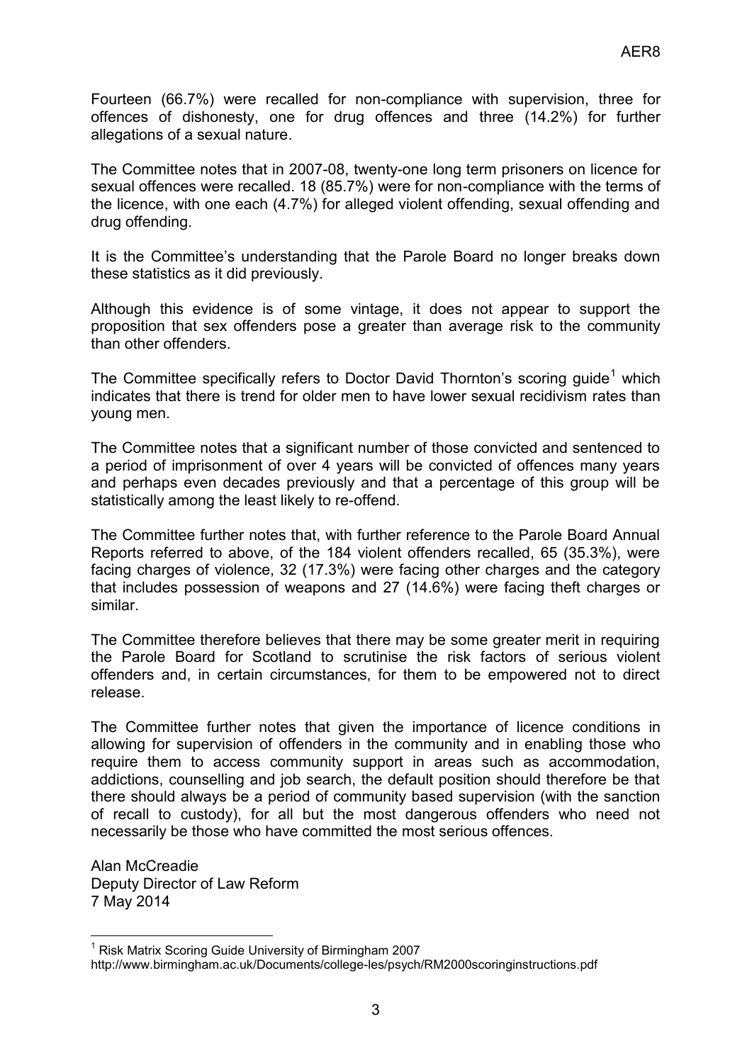Fourteen (66.7%) were recalled for non-compliance with supervision, three for offences of dishonesty, one for drug offences and three (14.2%) for further allegations of a sexual nature.

The Committee notes that in 2007-08, twenty-one long term prisoners on licence for sexual offences were recalled. 18 (85.7%) were for non-compliance with the terms of the licence, with one each (4.7%) for alleged violent offending, sexual offending and drug offending.

It is the Committee's understanding that the Parole Board no longer breaks down these statistics as it did previously.

Although this evidence is of some vintage, it does not appear to support the proposition that sex offenders pose a greater than average risk to the community than other offenders.

The Committee specifically refers to Doctor David Thornton's scoring guide[1] which indicates that there is trend for older men to have lower sexual recidivism rates than young men.

The Committee notes that a significant number of those convicted and sentenced to a period of imprisonment of over 4 years will be convicted of offences many years and perhaps even decades previously and that a percentage of this group will be statistically among the least likely to re-offend.

The Committee further notes that, with further reference to the Parole Board Annual Reports referred to above, of the 184 violent offenders recalled, 65 (35.3%), were facing charges of violence, 32 (17.3%) were facing other charges and the category that includes possession of weapons and 27 (14.6%) were facing theft charges or similar.

The Committee therefore believes that there may be some greater merit in requiring the Parole Board for Scotland to scrutinise the risk factors of serious violent offenders and, in certain circumstances, for them to be empowered not to direct release.

The Committee further notes that given the importance of licence conditions in allowing for supervision of offenders in the community and in enabling those who require them to access community support in areas such as accommodation, addictions, counselling and job search, the default position should therefore be that there should always be a period of community based supervision (with the sanction of recall to custody), for all but the most dangerous offenders who need not necessarily be those who have committed the most serious offences.

Alan McCreadie
Deputy Director of Law Reform
7 May 2014

[1] Risk Matrix Scoring Guide University of Birmingham 2007
http://www.birmingham.ac.uk/Documents/college-les/psych/RM2000scoringinstructions.pdf